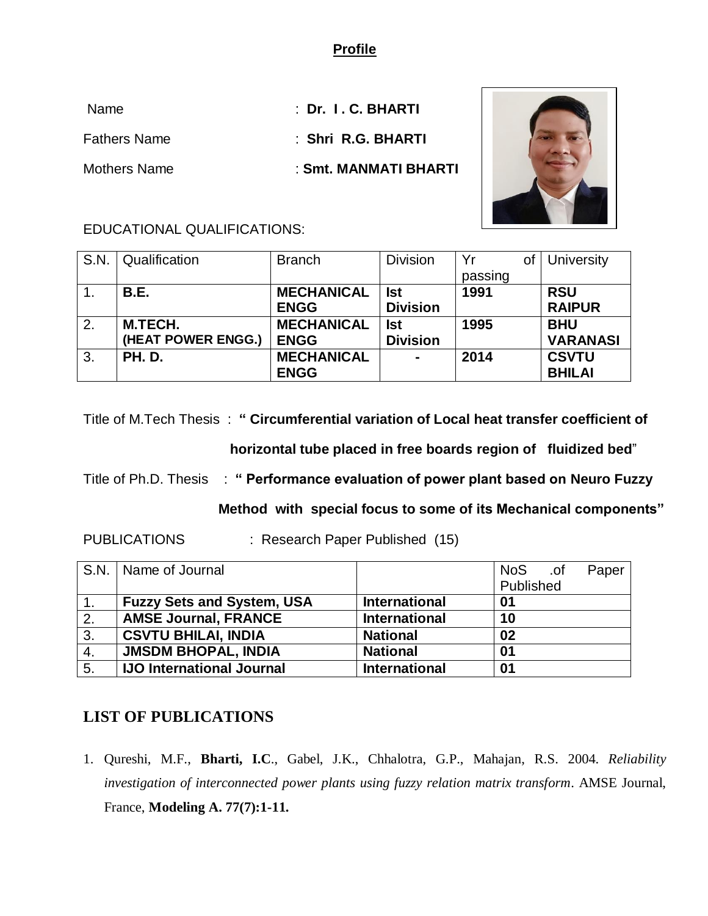# Profile

Name : **Dr. I . C. BHARTI**

Fathers Name : **Shri R.G. BHARTI**

Mothers Name : **Smt. MANMATI BHARTI**

EDUCATIONAL QUALIFICATIONS:

| S.N. | Qualification | Branch | Division | Yr of passing | University |
|---|---|---|---|---|---|
| 1. | **B.E.** | **MECHANICAL ENGG** | **Ist Division** | **1991** | **RSU RAIPUR** |
| 2. | **M.TECH. (HEAT POWER ENGG.)** | **MECHANICAL ENGG** | **Ist Division** | **1995** | **BHU VARANASI** |
| 3. | **PH. D.** | **MECHANICAL ENGG** | **-** | **2014** | **CSVTU BHILAI** |

Title of M.Tech Thesis : **" Circumferential variation of Local heat transfer coefficient of horizontal tube placed in free boards region of fluidized bed"**

Title of Ph.D. Thesis : **" Performance evaluation of power plant based on Neuro Fuzzy Method with special focus to some of its Mechanical components"**

PUBLICATIONS : Research Paper Published (15)

| S.N. | Name of Journal | | NoS .of Paper Published |
|---|---|---|---|
| 1. | **Fuzzy Sets and System, USA** | **International** | **01** |
| 2. | **AMSE Journal, FRANCE** | **International** | **10** |
| 3. | **CSVTU BHILAI, INDIA** | **National** | **02** |
| 4. | **JMSDM BHOPAL, INDIA** | **National** | **01** |
| 5. | **IJO International Journal** | **International** | **01** |

## LIST OF PUBLICATIONS

1. Qureshi, M.F., **Bharti, I.C**., Gabel, J.K., Chhalotra, G.P., Mahajan, R.S. 2004. *Reliability investigation of interconnected power plants using fuzzy relation matrix transform*. AMSE Journal, France, **Modeling A. 77(7):1-11.**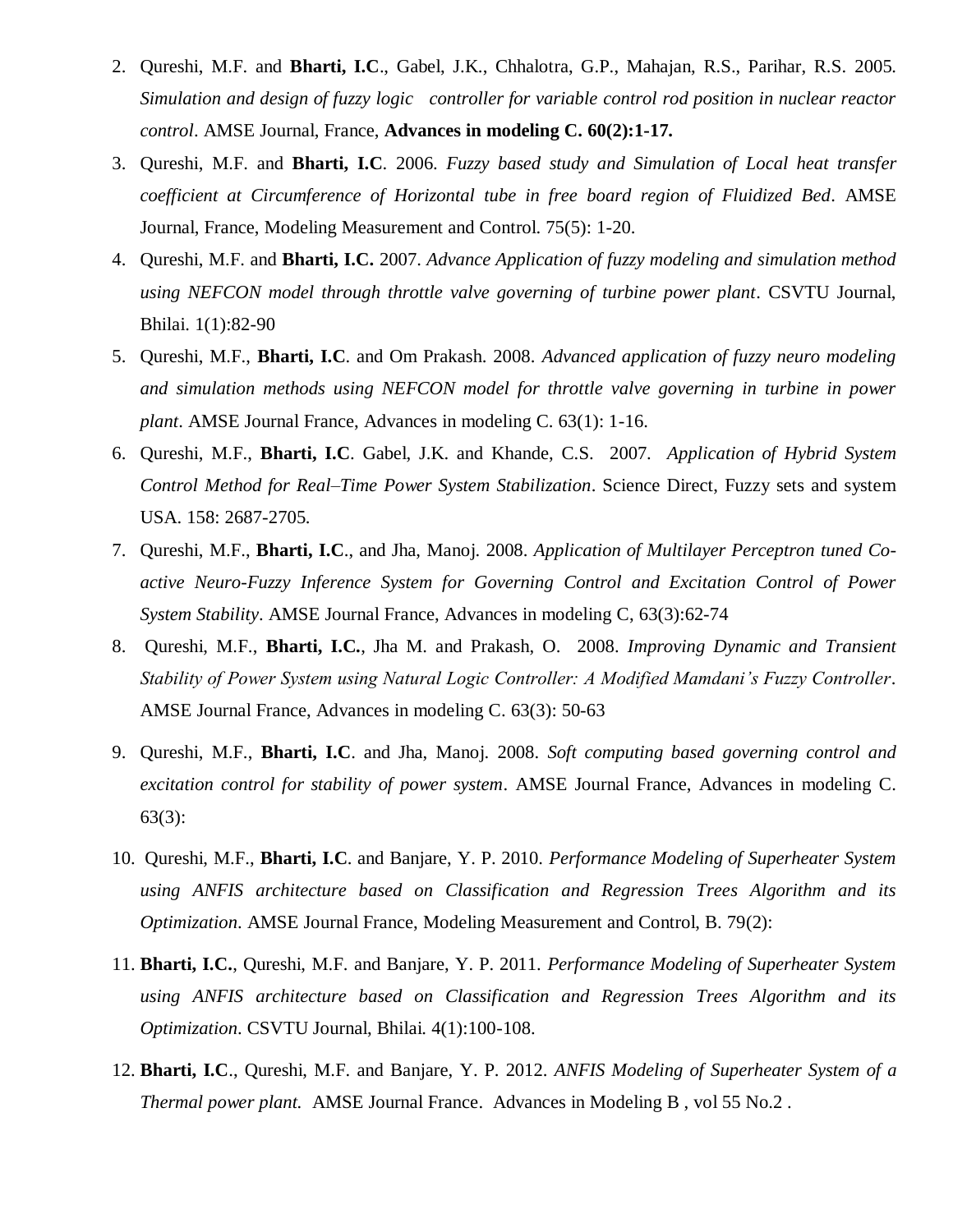2. Qureshi, M.F. and **Bharti, I.C**., Gabel, J.K., Chhalotra, G.P., Mahajan, R.S., Parihar, R.S. 2005. *Simulation and design of fuzzy logic controller for variable control rod position in nuclear reactor control*. AMSE Journal, France, **Advances in modeling C. 60(2):1-17.**
3. Qureshi, M.F. and **Bharti, I.C**. 2006. *Fuzzy based study and Simulation of Local heat transfer coefficient at Circumference of Horizontal tube in free board region of Fluidized Bed*. AMSE Journal, France, Modeling Measurement and Control. 75(5): 1-20.
4. Qureshi, M.F. and **Bharti, I.C.** 2007. *Advance Application of fuzzy modeling and simulation method using NEFCON model through throttle valve governing of turbine power plant*. CSVTU Journal, Bhilai. 1(1):82-90
5. Qureshi, M.F., **Bharti, I.C**. and Om Prakash. 2008. *Advanced application of fuzzy neuro modeling and simulation methods using NEFCON model for throttle valve governing in turbine in power plant*. AMSE Journal France, Advances in modeling C. 63(1): 1-16.
6. Qureshi, M.F., **Bharti, I.C**. Gabel, J.K. and Khande, C.S. 2007. *Application of Hybrid System Control Method for Real–Time Power System Stabilization*. Science Direct, Fuzzy sets and system USA. 158: 2687-2705.
7. Qureshi, M.F., **Bharti, I.C**., and Jha, Manoj. 2008. *Application of Multilayer Perceptron tuned Co-active Neuro-Fuzzy Inference System for Governing Control and Excitation Control of Power System Stability*. AMSE Journal France, Advances in modeling C, 63(3):62-74
8. Qureshi, M.F., **Bharti, I.C.**, Jha M. and Prakash, O. 2008. *Improving Dynamic and Transient Stability of Power System using Natural Logic Controller: A Modified Mamdani's Fuzzy Controller*. AMSE Journal France, Advances in modeling C. 63(3): 50-63
9. Qureshi, M.F., **Bharti, I.C**. and Jha, Manoj. 2008. *Soft computing based governing control and excitation control for stability of power system*. AMSE Journal France, Advances in modeling C. 63(3):
10. Qureshi, M.F., **Bharti, I.C**. and Banjare, Y. P. 2010. *Performance Modeling of Superheater System using ANFIS architecture based on Classification and Regression Trees Algorithm and its Optimization*. AMSE Journal France, Modeling Measurement and Control, B. 79(2):
11. **Bharti, I.C.**, Qureshi, M.F. and Banjare, Y. P. 2011. *Performance Modeling of Superheater System using ANFIS architecture based on Classification and Regression Trees Algorithm and its Optimization*. CSVTU Journal, Bhilai. 4(1):100-108.
12. **Bharti, I.C**., Qureshi, M.F. and Banjare, Y. P. 2012. *ANFIS Modeling of Superheater System of a Thermal power plant.* AMSE Journal France. Advances in Modeling B , vol 55 No.2 .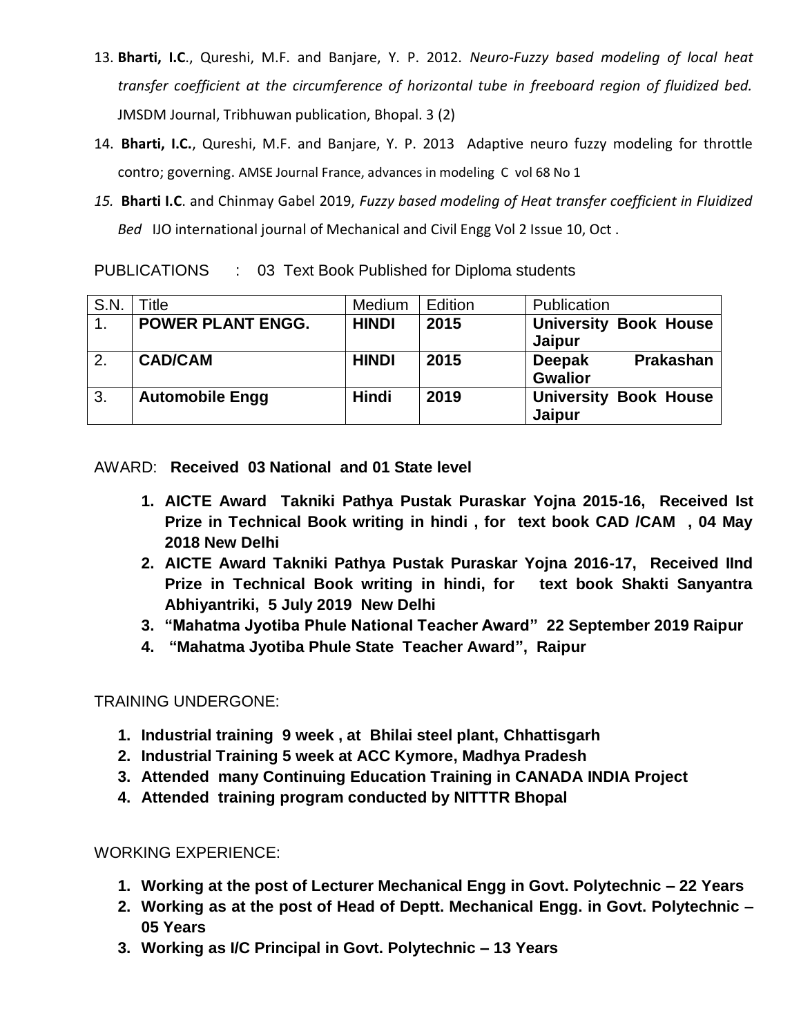13. **Bharti, I.C**., Qureshi, M.F. and Banjare, Y. P. 2012. *Neuro-Fuzzy based modeling of local heat transfer coefficient at the circumference of horizontal tube in freeboard region of fluidized bed.* JMSDM Journal, Tribhuwan publication, Bhopal. 3 (2)
14. **Bharti, I.C.**, Qureshi, M.F. and Banjare, Y. P. 2013 Adaptive neuro fuzzy modeling for throttle contro; governing. AMSE Journal France, advances in modeling C vol 68 No 1
15. **Bharti I.C**. and Chinmay Gabel 2019, *Fuzzy based modeling of Heat transfer coefficient in Fluidized Bed* IJO international journal of Mechanical and Civil Engg Vol 2 Issue 10, Oct .

PUBLICATIONS : 03 Text Book Published for Diploma students

| S.N. | Title | Medium | Edition | Publication |
|---|---|---|---|---|
| 1. | **POWER PLANT ENGG.** | **HINDI** | **2015** | **University Book House Jaipur** |
| 2. | **CAD/CAM** | **HINDI** | **2015** | **Deepak Prakashan Gwalior** |
| 3. | **Automobile Engg** | **Hindi** | **2019** | **University Book House Jaipur** |

AWARD: **Received 03 National and 01 State level**

1. **AICTE Award Takniki Pathya Pustak Puraskar Yojna 2015-16, Received Ist Prize in Technical Book writing in hindi , for text book CAD /CAM , 04 May 2018 New Delhi**
2. **AICTE Award Takniki Pathya Pustak Puraskar Yojna 2016-17, Received IInd Prize in Technical Book writing in hindi, for text book Shakti Sanyantra Abhiyantriki, 5 July 2019 New Delhi**
3. **"Mahatma Jyotiba Phule National Teacher Award" 22 September 2019 Raipur**
4. **"Mahatma Jyotiba Phule State Teacher Award", Raipur**

TRAINING UNDERGONE:

1. **Industrial training 9 week , at Bhilai steel plant, Chhattisgarh**
2. **Industrial Training 5 week at ACC Kymore, Madhya Pradesh**
3. **Attended many Continuing Education Training in CANADA INDIA Project**
4. **Attended training program conducted by NITTTR Bhopal**

WORKING EXPERIENCE:

1. **Working at the post of Lecturer Mechanical Engg in Govt. Polytechnic – 22 Years**
2. **Working as at the post of Head of Deptt. Mechanical Engg. in Govt. Polytechnic – 05 Years**
3. **Working as I/C Principal in Govt. Polytechnic – 13 Years**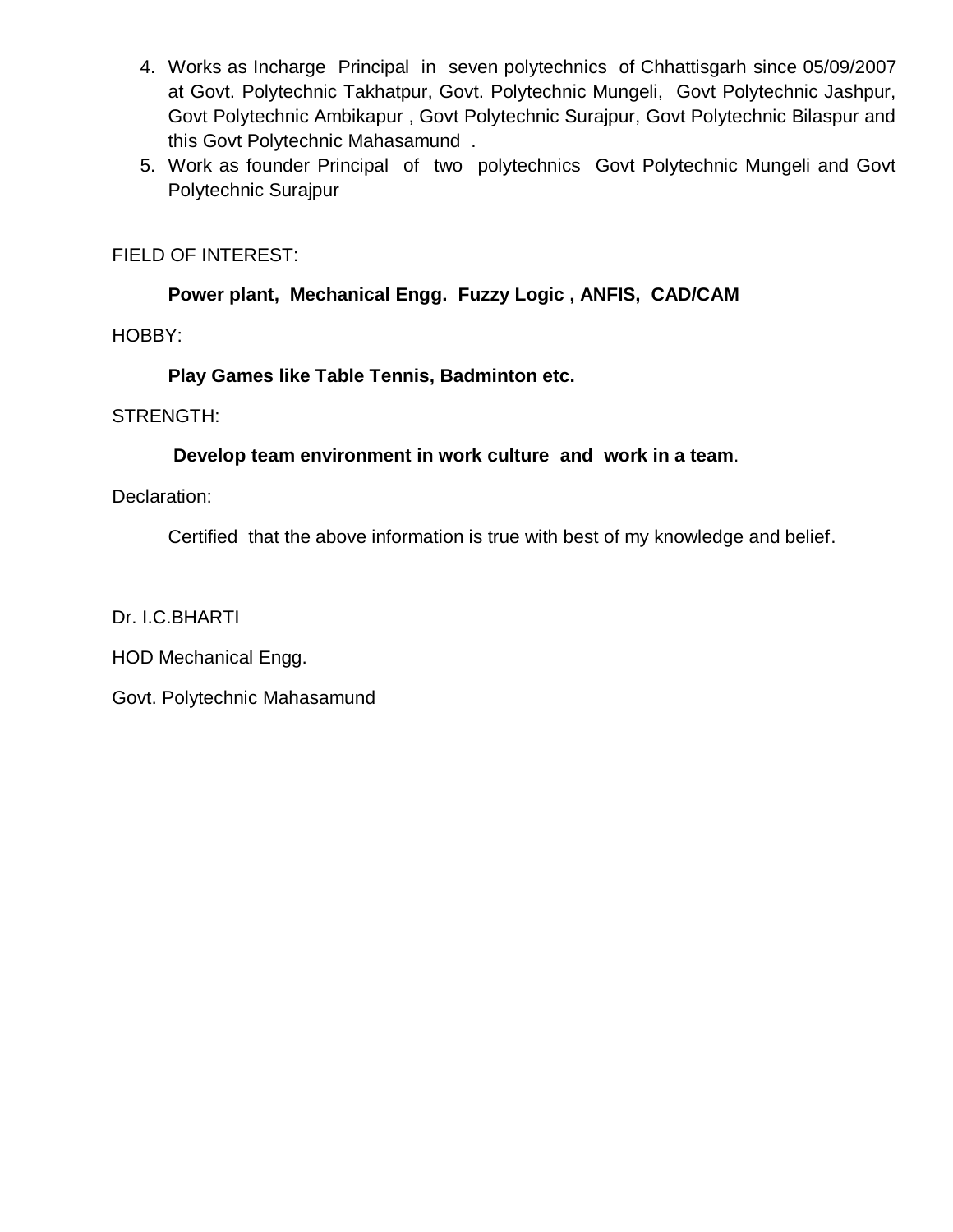4. Works as Incharge Principal in seven polytechnics of Chhattisgarh since 05/09/2007 at Govt. Polytechnic Takhatpur, Govt. Polytechnic Mungeli, Govt Polytechnic Jashpur, Govt Polytechnic Ambikapur , Govt Polytechnic Surajpur, Govt Polytechnic Bilaspur and this Govt Polytechnic Mahasamund .
5. Work as founder Principal of two polytechnics Govt Polytechnic Mungeli and Govt Polytechnic Surajpur

FIELD OF INTEREST:

**Power plant, Mechanical Engg. Fuzzy Logic , ANFIS, CAD/CAM**

HOBBY:

**Play Games like Table Tennis, Badminton etc.**

STRENGTH:

**Develop team environment in work culture and work in a team**.

Declaration:

Certified that the above information is true with best of my knowledge and belief.

Dr. I.C.BHARTI

HOD Mechanical Engg.

Govt. Polytechnic Mahasamund